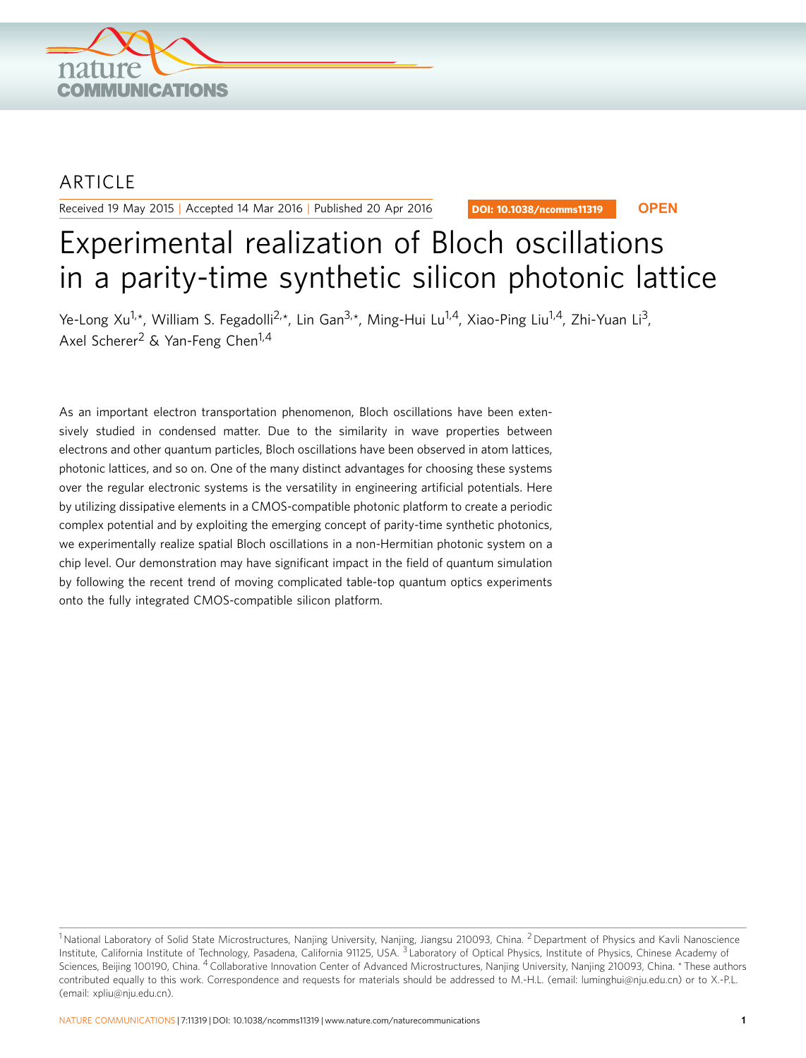ARTICLE

Received 19 May 2015 | Accepted 14 Mar 2016 | Published 20 Apr 2016

DOI: 10.1038/ncomms11319 **OPEN**

# Experimental realization of Bloch oscillations in a parity-time synthetic silicon photonic lattice

Ye-Long Xu[1,*], William S. Fegadolli[2,*], Lin Gan[3,*], Ming-Hui Lu[1,4], Xiao-Ping Liu[1,4], Zhi-Yuan Li[3], Axel Scherer[2] & Yan-Feng Chen[1,4]

As an important electron transportation phenomenon, Bloch oscillations have been extensively studied in condensed matter. Due to the similarity in wave properties between electrons and other quantum particles, Bloch oscillations have been observed in atom lattices, photonic lattices, and so on. One of the many distinct advantages for choosing these systems over the regular electronic systems is the versatility in engineering artificial potentials. Here by utilizing dissipative elements in a CMOS-compatible photonic platform to create a periodic complex potential and by exploiting the emerging concept of parity-time synthetic photonics, we experimentally realize spatial Bloch oscillations in a non-Hermitian photonic system on a chip level. Our demonstration may have significant impact in the field of quantum simulation by following the recent trend of moving complicated table-top quantum optics experiments onto the fully integrated CMOS-compatible silicon platform.

[1] National Laboratory of Solid State Microstructures, Nanjing University, Nanjing, Jiangsu 210093, China. [2] Department of Physics and Kavli Nanoscience Institute, California Institute of Technology, Pasadena, California 91125, USA. [3] Laboratory of Optical Physics, Institute of Physics, Chinese Academy of Sciences, Beijing 100190, China. [4] Collaborative Innovation Center of Advanced Microstructures, Nanjing University, Nanjing 210093, China. * These authors contributed equally to this work. Correspondence and requests for materials should be addressed to M.-H.L. (email: luminghui@nju.edu.cn) or to X.-P.L. (email: xpliu@nju.edu.cn).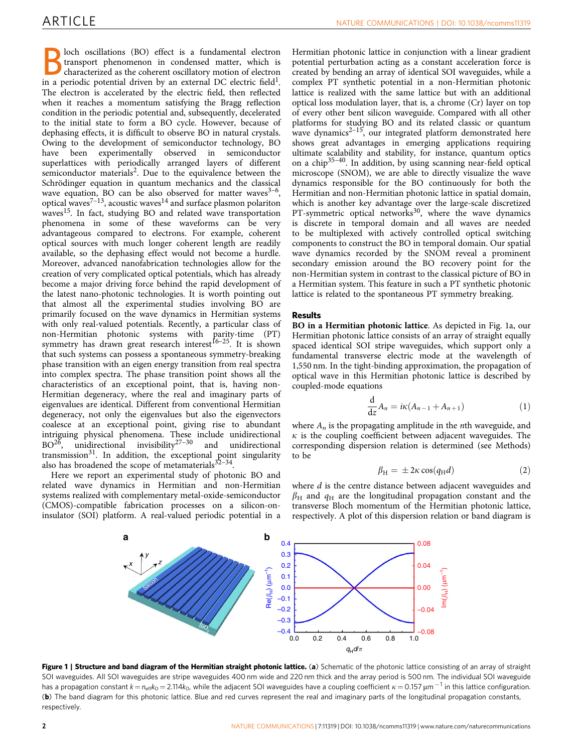Bloch oscillations (BO) effect is a fundamental electron transport phenomenon in condensed matter, which is characterized as the coherent oscillatory motion of electron in a periodic potential driven by an external DC electric field[1]. The electron is accelerated by the electric field, then reflected when it reaches a momentum satisfying the Bragg reflection condition in the periodic potential and, subsequently, decelerated to the initial state to form a BO cycle. However, because of dephasing effects, it is difficult to observe BO in natural crystals. Owing to the development of semiconductor technology, BO have been experimentally observed in semiconductor superlattices with periodically arranged layers of different semiconductor materials[2]. Due to the equivalence between the Schrödinger equation in quantum mechanics and the classical wave equation, BO can be also observed for matter waves[3–6], optical waves[7–13], acoustic waves[14] and surface plasmon polariton waves[15]. In fact, studying BO and related wave transportation phenomena in some of these waveforms can be very advantageous compared to electrons. For example, coherent optical sources with much longer coherent length are readily available, so the dephasing effect would not become a hurdle. Moreover, advanced nanofabrication technologies allow for the creation of very complicated optical potentials, which has already become a major driving force behind the rapid development of the latest nano-photonic technologies. It is worth pointing out that almost all the experimental studies involving BO are primarily focused on the wave dynamics in Hermitian systems with only real-valued potentials. Recently, a particular class of non-Hermitian photonic systems with parity-time (PT) symmetry has drawn great research interest[16–25]. It is shown that such systems can possess a spontaneous symmetry-breaking phase transition with an eigen energy transition from real spectra into complex spectra. The phase transition point shows all the characteristics of an exceptional point, that is, having non-Hermitian degeneracy, where the real and imaginary parts of eigenvalues are identical. Different from conventional Hermitian degeneracy, not only the eigenvalues but also the eigenvectors coalesce at an exceptional point, giving rise to abundant intriguing physical phenomena. These include unidirectional BO[26], unidirectional invisibility[27–30] and unidirectional transmission[31]. In addition, the exceptional point singularity also has broadened the scope of metamaterials[32–34].

Here we report an experimental study of photonic BO and related wave dynamics in Hermitian and non-Hermitian systems realized with complementary metal-oxide-semiconductor (CMOS)-compatible fabrication processes on a silicon-on-insulator (SOI) platform. A real-valued periodic potential in a Hermitian photonic lattice in conjunction with a linear gradient potential perturbation acting as a constant acceleration force is created by bending an array of identical SOI waveguides, while a complex PT synthetic potential in a non-Hermitian photonic lattice is realized with the same lattice but with an additional optical loss modulation layer, that is, a chrome (Cr) layer on top of every other bent silicon waveguide. Compared with all other platforms for studying BO and its related classic or quantum wave dynamics[2–15], our integrated platform demonstrated here shows great advantages in emerging applications requiring ultimate scalability and stability, for instance, quantum optics on a chip[35–40]. In addition, by using scanning near-field optical microscope (SNOM), we are able to directly visualize the wave dynamics responsible for the BO continuously for both the Hermitian and non-Hermitian photonic lattice in spatial domain, which is another key advantage over the large-scale discretized PT-symmetric optical networks[30], where the wave dynamics is discrete in temporal domain and all waves are needed to be multiplexed with actively controlled optical switching components to construct the BO in temporal domain. Our spatial wave dynamics recorded by the SNOM reveal a prominent secondary emission around the BO recovery point for the non-Hermitian system in contrast to the classical picture of BO in a Hermitian system. This feature in such a PT synthetic photonic lattice is related to the spontaneous PT symmetry breaking.

## Results

**BO in a Hermitian photonic lattice.** As depicted in Fig. 1a, our Hermitian photonic lattice consists of an array of straight equally spaced identical SOI stripe waveguides, which support only a fundamental transverse electric mode at the wavelength of 1,550 nm. In the tight-binding approximation, the propagation of optical wave in this Hermitian photonic lattice is described by coupled-mode equations

$$\frac{\mathrm{d}}{\mathrm{d}z}A_n = i\kappa(A_{n-1} + A_{n+1}) \tag{1}$$

where $A_n$ is the propagating amplitude in the $n$th waveguide, and $\kappa$ is the coupling coefficient between adjacent waveguides. The corresponding dispersion relation is determined (see Methods) to be

$$\beta_{\mathrm{H}} = \pm 2\kappa \cos(q_{\mathrm{H}} d) \tag{2}$$

where $d$ is the centre distance between adjacent waveguides and $\beta_{\mathrm{H}}$ and $q_{\mathrm{H}}$ are the longitudinal propagation constant and the transverse Bloch momentum of the Hermitian photonic lattice, respectively. A plot of this dispersion relation or band diagram is

**Figure 1 | Structure and band diagram of the Hermitian straight photonic lattice.** (**a**) Schematic of the photonic lattice consisting of an array of straight SOI waveguides. All SOI waveguides are stripe waveguides 400 nm wide and 220 nm thick and the array period is 500 nm. The individual SOI waveguide has a propagation constant $k = n_{\mathrm{eff}}k_0 = 2.114k_0$, while the adjacent SOI waveguides have a coupling coefficient $\kappa = 0.157\,\mu\mathrm{m}^{-1}$ in this lattice configuration. (**b**) The band diagram for this photonic lattice. Blue and red curves represent the real and imaginary parts of the longitudinal propagation constants, respectively.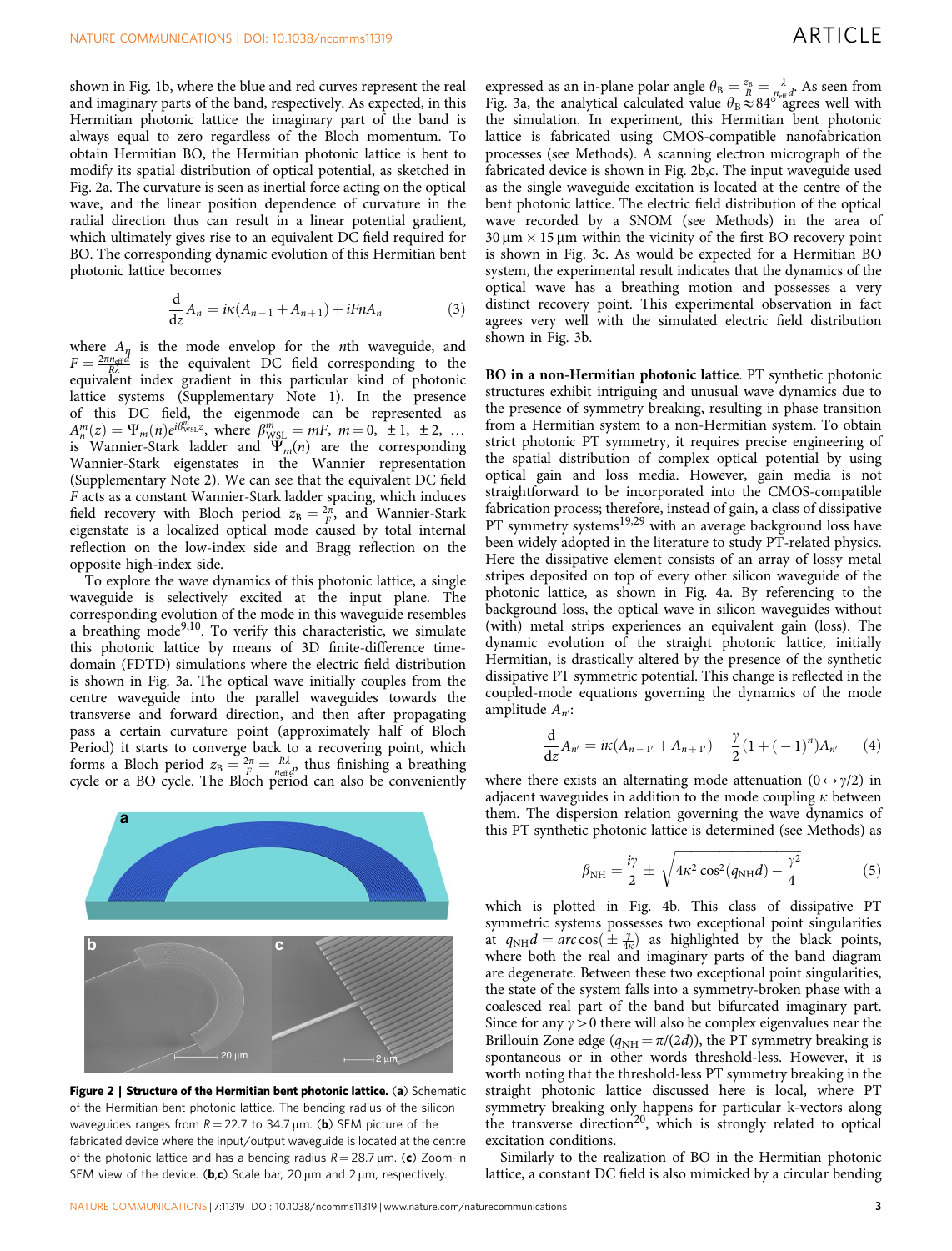shown in Fig. 1b, where the blue and red curves represent the real and imaginary parts of the band, respectively. As expected, in this Hermitian photonic lattice the imaginary part of the band is always equal to zero regardless of the Bloch momentum. To obtain Hermitian BO, the Hermitian photonic lattice is bent to modify its spatial distribution of optical potential, as sketched in Fig. 2a. The curvature is seen as inertial force acting on the optical wave, and the linear position dependence of curvature in the radial direction thus can result in a linear potential gradient, which ultimately gives rise to an equivalent DC field required for BO. The corresponding dynamic evolution of this Hermitian bent photonic lattice becomes

$$\frac{d}{dz}A_n = i\kappa(A_{n-1} + A_{n+1}) + iFnA_n \tag{3}$$

where $A_n$ is the mode envelop for the $n$th waveguide, and $F = \frac{2\pi n_{\rm eff} d}{R\lambda}$ is the equivalent DC field corresponding to the equivalent index gradient in this particular kind of photonic lattice systems (Supplementary Note 1). In the presence of this DC field, the eigenmode can be represented as $A_n^m(z) = \Psi_m(n)e^{i\beta_{\rm WSL}^m z}$, where $\beta_{\rm WSL}^m = mF$, $m = 0, \pm 1, \pm 2, \ldots$ is Wannier-Stark ladder and $\Psi_m(n)$ are the corresponding Wannier-Stark eigenstates in the Wannier representation (Supplementary Note 2). We can see that the equivalent DC field $F$ acts as a constant Wannier-Stark ladder spacing, which induces field recovery with Bloch period $z_{\rm B} = \frac{2\pi}{F}$, and Wannier-Stark eigenstate is a localized optical mode caused by total internal reflection on the low-index side and Bragg reflection on the opposite high-index side.

To explore the wave dynamics of this photonic lattice, a single waveguide is selectively excited at the input plane. The corresponding evolution of the mode in this waveguide resembles a breathing mode[9,10]. To verify this characteristic, we simulate this photonic lattice by means of 3D finite-difference time-domain (FDTD) simulations where the electric field distribution is shown in Fig. 3a. The optical wave initially couples from the centre waveguide into the parallel waveguides towards the transverse and forward direction, and then after propagating pass a certain curvature point (approximately half of Bloch Period) it starts to converge back to a recovering point, which forms a Bloch period $z_{\rm B} = \frac{2\pi}{F} = \frac{R\lambda}{n_{\rm eff} d}$, thus finishing a breathing cycle or a BO cycle. The Bloch period can also be conveniently expressed as an in-plane polar angle $\theta_{\rm B} = \frac{z_{\rm B}}{R} = \frac{\lambda}{n_{\rm eff} d}$. As seen from Fig. 3a, the analytical calculated value $\theta_{\rm B} \approx 84°$ agrees well with the simulation. In experiment, this Hermitian bent photonic lattice is fabricated using CMOS-compatible nanofabrication processes (see Methods). A scanning electron micrograph of the fabricated device is shown in Fig. 2b,c. The input waveguide used as the single waveguide excitation is located at the centre of the bent photonic lattice. The electric field distribution of the optical wave recorded by a SNOM (see Methods) in the area of $30\,\mu$m $\times$ $15\,\mu$m within the vicinity of the first BO recovery point is shown in Fig. 3c. As would be expected for a Hermitian BO system, the experimental result indicates that the dynamics of the optical wave has a breathing motion and possesses a very distinct recovery point. This experimental observation in fact agrees very well with the simulated electric field distribution shown in Fig. 3b.

**Figure 2 | Structure of the Hermitian bent photonic lattice.** (**a**) Schematic of the Hermitian bent photonic lattice. The bending radius of the silicon waveguides ranges from $R = 22.7$ to $34.7\,\mu$m. (**b**) SEM picture of the fabricated device where the input/output waveguide is located at the centre of the photonic lattice and has a bending radius $R = 28.7\,\mu$m. (**c**) Zoom-in SEM view of the device. (**b**,**c**) Scale bar, 20 µm and 2 µm, respectively.

**BO in a non-Hermitian photonic lattice.** PT synthetic photonic structures exhibit intriguing and unusual wave dynamics due to the presence of symmetry breaking, resulting in phase transition from a Hermitian system to a non-Hermitian system. To obtain strict photonic PT symmetry, it requires precise engineering of the spatial distribution of complex optical potential by using optical gain and loss media. However, gain media is not straightforward to be incorporated into the CMOS-compatible fabrication process; therefore, instead of gain, a class of dissipative PT symmetry systems[19,29] with an average background loss have been widely adopted in the literature to study PT-related physics. Here the dissipative element consists of an array of lossy metal stripes deposited on top of every other silicon waveguide of the photonic lattice, as shown in Fig. 4a. By referencing to the background loss, the optical wave in silicon waveguides without (with) metal strips experiences an equivalent gain (loss). The dynamic evolution of the straight photonic lattice, initially Hermitian, is drastically altered by the presence of the synthetic dissipative PT symmetric potential. This change is reflected in the coupled-mode equations governing the dynamics of the mode amplitude $A_{n'}$:

$$\frac{d}{dz}A_{n'} = i\kappa(A_{n-1'} + A_{n+1'}) - \frac{\gamma}{2}(1 + (-1)^n)A_{n'} \tag{4}$$

where there exists an alternating mode attenuation ($0 \leftrightarrow \gamma/2$) in adjacent waveguides in addition to the mode coupling $\kappa$ between them. The dispersion relation governing the wave dynamics of this PT synthetic photonic lattice is determined (see Methods) as

$$\beta_{\rm NH} = \frac{i\gamma}{2} \pm \sqrt{4\kappa^2\cos^2(q_{\rm NH}d) - \frac{\gamma^2}{4}} \tag{5}$$

which is plotted in Fig. 4b. This class of dissipative PT symmetric systems possesses two exceptional point singularities at $q_{\rm NH}d = arc\cos(\pm\frac{\gamma}{4\kappa})$ as highlighted by the black points, where both the real and imaginary parts of the band diagram are degenerate. Between these two exceptional point singularities, the state of the system falls into a symmetry-broken phase with a coalesced real part of the band but bifurcated imaginary part. Since for any $\gamma > 0$ there will also be complex eigenvalues near the Brillouin Zone edge ($q_{\rm NH} = \pi/(2d)$), the PT symmetry breaking is spontaneous or in other words threshold-less. However, it is worth noting that the threshold-less PT symmetry breaking in the straight photonic lattice discussed here is local, where PT symmetry breaking only happens for particular k-vectors along the transverse direction[20], which is strongly related to optical excitation conditions.

Similarly to the realization of BO in the Hermitian photonic lattice, a constant DC field is also mimicked by a circular bending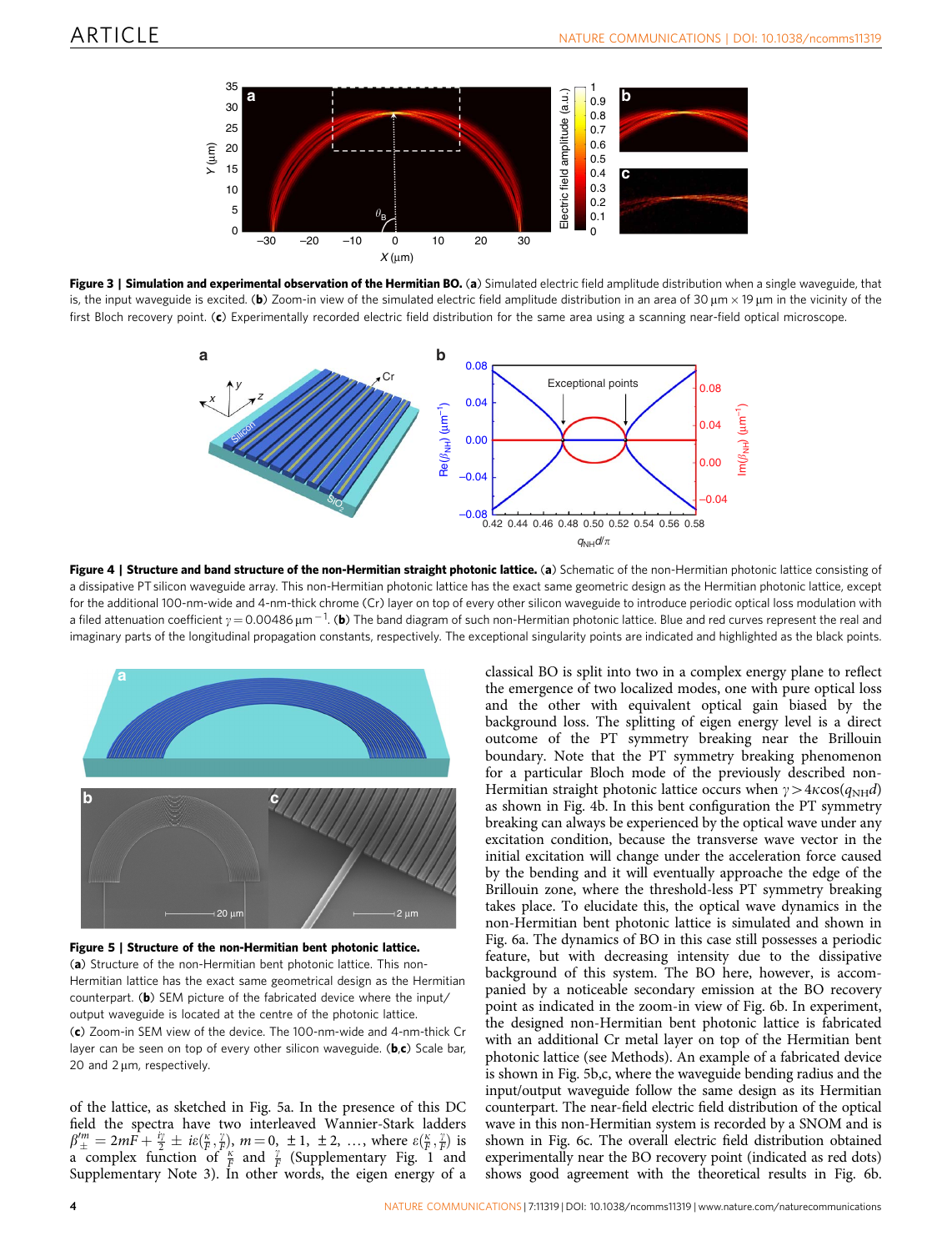**Figure 3 | Simulation and experimental observation of the Hermitian BO.** (**a**) Simulated electric field amplitude distribution when a single waveguide, that is, the input waveguide is excited. (**b**) Zoom-in view of the simulated electric field amplitude distribution in an area of 30 μm × 19 μm in the vicinity of the first Bloch recovery point. (**c**) Experimentally recorded electric field distribution for the same area using a scanning near-field optical microscope.

**Figure 4 | Structure and band structure of the non-Hermitian straight photonic lattice.** (**a**) Schematic of the non-Hermitian photonic lattice consisting of a dissipative PT silicon waveguide array. This non-Hermitian photonic lattice has the exact same geometric design as the Hermitian photonic lattice, except for the additional 100-nm-wide and 4-nm-thick chrome (Cr) layer on top of every other silicon waveguide to introduce periodic optical loss modulation with a filed attenuation coefficient $\gamma = 0.00486\,\mu m^{-1}$. (**b**) The band diagram of such non-Hermitian photonic lattice. Blue and red curves represent the real and imaginary parts of the longitudinal propagation constants, respectively. The exceptional singularity points are indicated and highlighted as the black points.

**Figure 5 | Structure of the non-Hermitian bent photonic lattice.** (**a**) Structure of the non-Hermitian bent photonic lattice. This non-Hermitian lattice has the exact same geometrical design as the Hermitian counterpart. (**b**) SEM picture of the fabricated device where the input/output waveguide is located at the centre of the photonic lattice. (**c**) Zoom-in SEM view of the device. The 100-nm-wide and 4-nm-thick Cr layer can be seen on top of every other silicon waveguide. (**b**,**c**) Scale bar, 20 and 2 μm, respectively.

of the lattice, as sketched in Fig. 5a. In the presence of this DC field the spectra have two interleaved Wannier-Stark ladders $\beta'^{m}_{\pm} = 2mF + \frac{i\gamma}{2} \pm i\varepsilon(\frac{\kappa}{F}, \frac{\gamma}{F})$, $m = 0, \pm 1, \pm 2, \ldots$, where $\varepsilon(\frac{\kappa}{F}, \frac{\gamma}{F})$ is a complex function of $\frac{\kappa}{F}$ and $\frac{\gamma}{F}$ (Supplementary Fig. 1 and Supplementary Note 3). In other words, the eigen energy of a classical BO is split into two in a complex energy plane to reflect the emergence of two localized modes, one with pure optical loss and the other with equivalent optical gain biased by the background loss. The splitting of eigen energy level is a direct outcome of the PT symmetry breaking near the Brillouin boundary. Note that the PT symmetry breaking phenomenon for a particular Bloch mode of the previously described non-Hermitian straight photonic lattice occurs when $\gamma > 4\kappa\cos(q_{NH}d)$ as shown in Fig. 4b. In this bent configuration the PT symmetry breaking can always be experienced by the optical wave under any excitation condition, because the transverse wave vector in the initial excitation will change under the acceleration force caused by the bending and it will eventually approach the edge of the Brillouin zone, where the threshold-less PT symmetry breaking takes place. To elucidate this, the optical wave dynamics in the non-Hermitian bent photonic lattice is simulated and shown in Fig. 6a. The dynamics of BO in this case still possesses a periodic feature, but with decreasing intensity due to the dissipative background of this system. The BO here, however, is accompanied by a noticeable secondary emission at the BO recovery point as indicated in the zoom-in view of Fig. 6b. In experiment, the designed non-Hermitian bent photonic lattice is fabricated with an additional Cr metal layer on top of the Hermitian bent photonic lattice (see Methods). An example of a fabricated device is shown in Fig. 5b,c, where the waveguide bending radius and the input/output waveguide follow the same design as its Hermitian counterpart. The near-field electric field distribution of the optical wave in this non-Hermitian system is recorded by a SNOM and is shown in Fig. 6c. The overall electric field distribution obtained experimentally near the BO recovery point (indicated as red dots) shows good agreement with the theoretical results in Fig. 6b.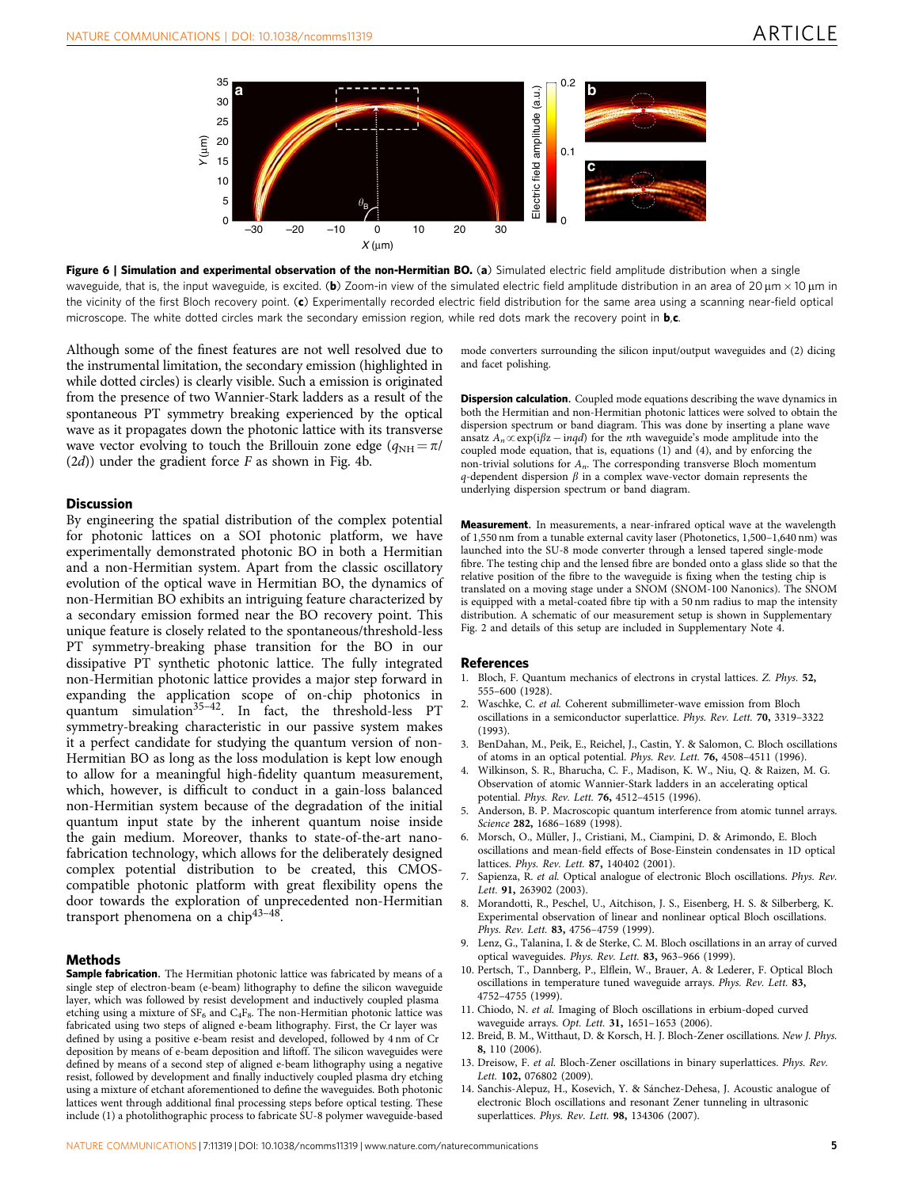**Figure 6 | Simulation and experimental observation of the non-Hermitian BO.** (**a**) Simulated electric field amplitude distribution when a single waveguide, that is, the input waveguide, is excited. (**b**) Zoom-in view of the simulated electric field amplitude distribution in an area of 20 μm × 10 μm in the vicinity of the first Bloch recovery point. (**c**) Experimentally recorded electric field distribution for the same area using a scanning near-field optical microscope. The white dotted circles mark the secondary emission region, while red dots mark the recovery point in **b**,**c**.

Although some of the finest features are not well resolved due to the instrumental limitation, the secondary emission (highlighted in while dotted circles) is clearly visible. Such a emission is originated from the presence of two Wannier-Stark ladders as a result of the spontaneous PT symmetry breaking experienced by the optical wave as it propagates down the photonic lattice with its transverse wave vector evolving to touch the Brillouin zone edge ($q_{NH} = \pi/(2d)$) under the gradient force $F$ as shown in Fig. 4b.

## Discussion

By engineering the spatial distribution of the complex potential for photonic lattices on a SOI photonic platform, we have experimentally demonstrated photonic BO in both a Hermitian and a non-Hermitian system. Apart from the classic oscillatory evolution of the optical wave in Hermitian BO, the dynamics of non-Hermitian BO exhibits an intriguing feature characterized by a secondary emission formed near the BO recovery point. This unique feature is closely related to the spontaneous/threshold-less PT symmetry-breaking phase transition for the BO in our dissipative PT synthetic photonic lattice. The fully integrated non-Hermitian photonic lattice provides a major step forward in expanding the application scope of on-chip photonics in quantum simulation[35–42]. In fact, the threshold-less PT symmetry-breaking characteristic in our passive system makes it a perfect candidate for studying the quantum version of non-Hermitian BO as long as the loss modulation is kept low enough to allow for a meaningful high-fidelity quantum measurement, which, however, is difficult to conduct in a gain-loss balanced non-Hermitian system because of the degradation of the initial quantum input state by the inherent quantum noise inside the gain medium. Moreover, thanks to state-of-the-art nano-fabrication technology, which allows for the deliberately designed complex potential distribution to be created, this CMOS-compatible photonic platform with great flexibility opens the door towards the exploration of unprecedented non-Hermitian transport phenomena on a chip[43–48].

## Methods

**Sample fabrication.** The Hermitian photonic lattice was fabricated by means of a single step of electron-beam (e-beam) lithography to define the silicon waveguide layer, which was followed by resist development and inductively coupled plasma etching using a mixture of $SF_6$ and $C_4F_8$. The non-Hermitian photonic lattice was fabricated using two steps of aligned e-beam lithography. First, the Cr layer was defined by using a positive e-beam resist and developed, followed by 4 nm of Cr deposition by means of e-beam deposition and liftoff. The silicon waveguides were defined by means of a second step of aligned e-beam lithography using a negative resist, followed by development and finally inductively coupled plasma dry etching using a mixture of etchant aforementioned to define the waveguides. Both photonic lattices went through additional final processing steps before optical testing. These include (1) a photolithographic process to fabricate SU-8 polymer waveguide-based mode converters surrounding the silicon input/output waveguides and (2) dicing and facet polishing.

**Dispersion calculation.** Coupled mode equations describing the wave dynamics in both the Hermitian and non-Hermitian photonic lattices were solved to obtain the dispersion spectrum or band diagram. This was done by inserting a plane wave ansatz $A_n \propto \exp(i\beta z - inqd)$ for the $n$th waveguide's mode amplitude into the coupled mode equation, that is, equations (1) and (4), and by enforcing the non-trivial solutions for $A_n$. The corresponding transverse Bloch momentum $q$-dependent dispersion $\beta$ in a complex wave-vector domain represents the underlying dispersion spectrum or band diagram.

**Measurement.** In measurements, a near-infrared optical wave at the wavelength of 1,550 nm from a tunable external cavity laser (Photonetics, 1,500–1,640 nm) was launched into the SU-8 mode converter through a lensed tapered single-mode fibre. The testing chip and the lensed fibre are bonded onto a glass slide so that the relative position of the fibre to the waveguide is fixing when the testing chip is translated on a moving stage under a SNOM (SNOM-100 Nanonics). The SNOM is equipped with a metal-coated fibre tip with a 50 nm radius to map the intensity distribution. A schematic of our measurement setup is shown in Supplementary Fig. 2 and details of this setup are included in Supplementary Note 4.

## References

1. Bloch, F. Quantum mechanics of electrons in crystal lattices. *Z. Phys.* **52,** 555–600 (1928).
2. Waschke, C. *et al.* Coherent submillimeter-wave emission from Bloch oscillations in a semiconductor superlattice. *Phys. Rev. Lett.* **70,** 3319–3322 (1993).
3. BenDahan, M., Peik, E., Reichel, J., Castin, Y. & Salomon, C. Bloch oscillations of atoms in an optical potential. *Phys. Rev. Lett.* **76,** 4508–4511 (1996).
4. Wilkinson, S. R., Bharucha, C. F., Madison, K. W., Niu, Q. & Raizen, M. G. Observation of atomic Wannier-Stark ladders in an accelerating optical potential. *Phys. Rev. Lett.* **76,** 4512–4515 (1996).
5. Anderson, B. P. Macroscopic quantum interference from atomic tunnel arrays. *Science* **282,** 1686–1689 (1998).
6. Morsch, O., Müller, J., Cristiani, M., Ciampini, D. & Arimondo, E. Bloch oscillations and mean-field effects of Bose-Einstein condensates in 1D optical lattices. *Phys. Rev. Lett.* **87,** 140402 (2001).
7. Sapienza, R. *et al.* Optical analogue of electronic Bloch oscillations. *Phys. Rev. Lett.* **91,** 263902 (2003).
8. Morandotti, R., Peschel, U., Aitchison, J. S., Eisenberg, H. S. & Silberberg, K. Experimental observation of linear and nonlinear optical Bloch oscillations. *Phys. Rev. Lett.* **83,** 4756–4759 (1999).
9. Lenz, G., Talanina, I. & de Sterke, C. M. Bloch oscillations in an array of curved optical waveguides. *Phys. Rev. Lett.* **83,** 963–966 (1999).
10. Pertsch, T., Dannberg, P., Elflein, W., Brauer, A. & Lederer, F. Optical Bloch oscillations in temperature tuned waveguide arrays. *Phys. Rev. Lett.* **83,** 4752–4755 (1999).
11. Chiodo, N. *et al.* Imaging of Bloch oscillations in erbium-doped curved waveguide arrays. *Opt. Lett.* **31,** 1651–1653 (2006).
12. Breid, B. M., Witthaut, D. & Korsch, H. J. Bloch-Zener oscillations. *New J. Phys.* **8,** 110 (2006).
13. Dreisow, F. *et al.* Bloch-Zener oscillations in binary superlattices. *Phys. Rev. Lett.* **102,** 076802 (2009).
14. Sanchis-Alepuz, H., Kosevich, Y. & Sánchez-Dehesa, J. Acoustic analogue of electronic Bloch oscillations and resonant Zener tunneling in ultrasonic superlattices. *Phys. Rev. Lett.* **98,** 134306 (2007).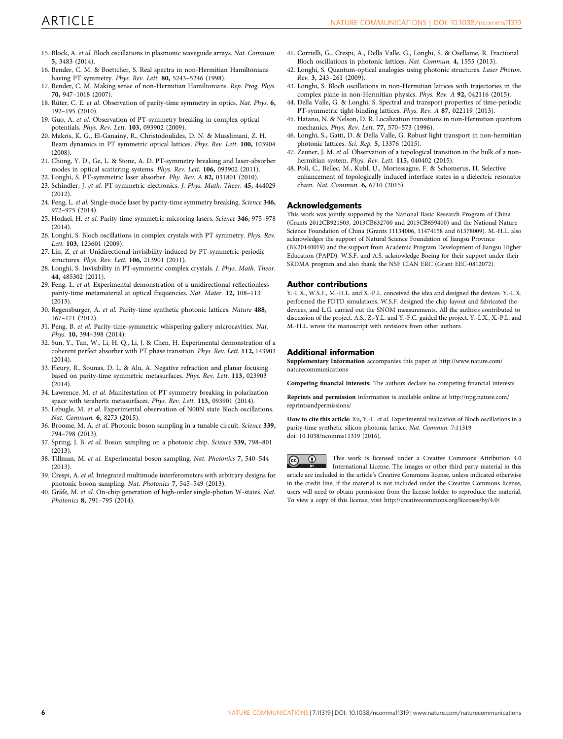15. Block, A. *et al.* Bloch oscillations in plasmonic waveguide arrays. *Nat. Commun.* **5,** 3483 (2014).
16. Bender, C. M. & Boettcher, S. Real spectra in non-Hermitian Hamiltonians having PT symmetry. *Phys. Rev. Lett.* **80,** 5243–5246 (1998).
17. Bender, C. M. Making sense of non-Hermitian Hamiltonians. *Rep. Prog. Phys.* **70,** 947–1018 (2007).
18. Rüter, C. E. *et al.* Observation of parity-time symmetry in optics. *Nat. Phys.* **6,** 192–195 (2010).
19. Guo, A. *et al.* Observation of PT-symmetry breaking in complex optical potentials. *Phys. Rev. Lett.* **103,** 093902 (2009).
20. Makris, K. G., El-Ganainy, R., Christodoulides, D. N. & Musslimani, Z. H. Beam dynamics in PT symmetric optical lattices. *Phys. Rev. Lett.* **100,** 103904 (2008).
21. Chong, Y. D., Ge, L. & Stone, A. D. PT-symmetry breaking and laser-absorber modes in optical scattering systems. *Phys. Rev. Lett.* **106,** 093902 (2011).
22. Longhi, S. PT-symmetric laser absorber. *Phy. Rev. A* **82,** 031801 (2010).
23. Schindler, J. *et al.* PT-symmetric electronics. *J. Phys. Math. Theor.* **45,** 444029 (2012).
24. Feng, L. *et al.* Single-mode laser by parity-time symmetry breaking. *Science* **346,** 972–975 (2014).
25. Hodaei, H. *et al.* Parity-time-symmetric microring lasers. *Science* **346,** 975–978 (2014).
26. Longhi, S. Bloch oscillations in complex crystals with PT symmetry. *Phys. Rev. Lett.* **103,** 123601 (2009).
27. Lin, Z. *et al.* Unidirectional invisibility induced by PT-symmetric periodic structures. *Phys. Rev. Lett.* **106,** 213901 (2011).
28. Longhi, S. Invisibility in PT-symmetric complex crystals. *J. Phys. Math. Theor.* **44,** 485302 (2011).
29. Feng, L. *et al.* Experimental demonstration of a unidirectional reflectionless parity-time metamaterial at optical frequencies. *Nat. Mater.* **12,** 108–113 (2013).
30. Regensburger, A. *et al.* Parity-time synthetic photonic lattices. *Nature* **488,** 167–171 (2012).
31. Peng, B. *et al.* Parity-time-symmetric whispering-gallery microcavities. *Nat. Phys.* **10,** 394–398 (2014).
32. Sun, Y., Tan, W., Li, H. Q., Li, J. & Chen, H. Experimental demonstration of a coherent perfect absorber with PT phase transition. *Phys. Rev. Lett.* **112,** 143903 (2014).
33. Fleury, R., Sounas, D. L. & Alu, A. Negative refraction and planar focusing based on parity-time symmetric metasurfaces. *Phys. Rev. Lett.* **113,** 023903 (2014).
34. Lawrence, M. *et al.* Manifestation of PT symmetry breaking in polarization space with terahertz metasurfaces. *Phys. Rev. Lett.* **113,** 093901 (2014).
35. Lebugle, M. *et al.* Experimental observation of N00N state Bloch oscillations. *Nat. Commun.* **6,** 8273 (2015).
36. Broome, M. A. *et al.* Photonic boson sampling in a tunable circuit. *Science* **339,** 794–798 (2013).
37. Spring, J. B. *et al.* Boson sampling on a photonic chip. *Science* **339,** 798–801 (2013).
38. Tillman, M. *et al.* Experimental boson sampling. *Nat. Photonics* **7,** 540–544 (2013).
39. Crespi, A. *et al.* Integrated multimode interferometers with arbitrary designs for photonic boson sampling. *Nat. Photonics* **7,** 545–549 (2013).
40. Gräfe, M. *et al.* On-chip generation of high-order single-photon W-states. *Nat. Photonics* **8,** 791–795 (2014).
41. Corrielli, G., Crespi, A., Della Valle, G., Longhi, S. & Osellame, R. Fractional Bloch oscillations in photonic lattices. *Nat. Commun.* **4,** 1555 (2013).
42. Longhi, S. Quantum-optical analogies using photonic structures. *Laser Photon. Rev.* **3,** 243–261 (2009).
43. Longhi, S. Bloch oscillations in non-Hermitian lattices with trajectories in the complex plane in non-Hermitian physics. *Phys. Rev. A* **92,** 042116 (2015).
44. Della Valle, G. & Longhi, S. Spectral and transport properties of time-periodic PT-symmetric tight-binding lattices. *Phys. Rev. A* **87,** 022119 (2013).
45. Hatano, N. & Nelson, D. R. Localization transitions in non-Hermitian quantum mechanics. *Phys. Rev. Lett.* **77,** 570–573 (1996).
46. Longhi, S., Gatti, D. & Della Valle, G. Robust light transport in non-hermitian photonic lattices. *Sci. Rep.* **5,** 13376 (2015).
47. Zeuner, J. M. *et al.* Observation of a topological transition in the bulk of a non-hermitian system. *Phys. Rev. Lett.* **115,** 040402 (2015).
48. Poli, C., Bellec, M., Kuhl, U., Mortessagne, F. & Schomerus, H. Selective enhancement of topologically induced interface states in a dielectric resonator chain. *Nat. Commun.* **6,** 6710 (2015).

## Acknowledgements

This work was jointly supported by the National Basic Research Program of China (Grants 2012CB921503, 2013CB632700 and 2015CB659400) and the National Nature Science Foundation of China (Grants 11134006, 11474158 and 61378009). M.-H.L. also acknowledges the support of Natural Science Foundation of Jiangsu Province (BK20140019) and the support from Academic Program Development of Jiangsu Higher Education (PAPD). W.S.F. and A.S. acknowledge Boeing for their support under their SRDMA program and also thank the NSF CIAN ERC (Grant EEC-0812072).

## Author contributions

Y.-L.X., W.S.F., M.-H.L. and X.-P.L. conceived the idea and designed the devices. Y.-L.X. performed the FDTD simulations, W.S.F. designed the chip layout and fabricated the devices, and L.G. carried out the SNOM measurements. All the authors contributed to discussion of the project. A.S., Z.-Y.L. and Y.-F.C. guided the project. Y.-L.X., X.-P.L. and M.-H.L. wrote the manuscript with revisions from other authors.

## Additional information

**Supplementary Information** accompanies this paper at http://www.nature.com/naturecommunications

**Competing financial interests:** The authors declare no competing financial interests.

**Reprints and permission** information is available online at http://npg.nature.com/reprintsandpermissions/

**How to cite this article:** Xu, Y.-L. *et al.* Experimental realization of Bloch oscillations in a parity-time synthetic silicon photonic lattice. *Nat. Commun.* 7:11319 doi: 10.1038/ncomms11319 (2016).

This work is licensed under a Creative Commons Attribution 4.0 International License. The images or other third party material in this article are included in the article's Creative Commons license, unless indicated otherwise in the credit line; if the material is not included under the Creative Commons license, users will need to obtain permission from the license holder to reproduce the material. To view a copy of this license, visit http://creativecommons.org/licenses/by/4.0/